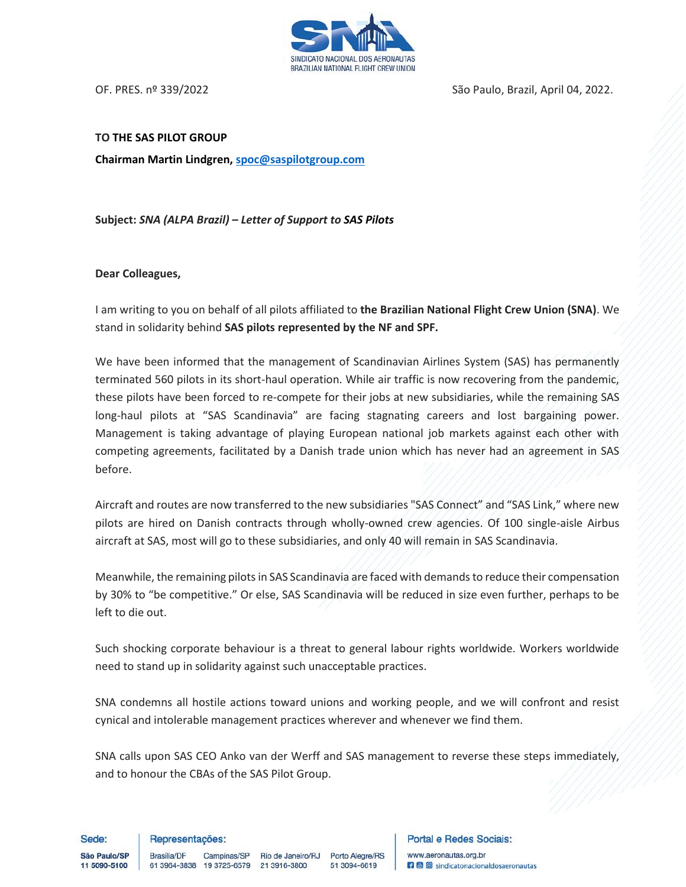OF. PRES. nº 339/2022

São Paulo, Brazil, April 04, 2022.

**TO THE SAS PILOT GROUP**

**Chairman Martin Lindgren, spoc@saspilotgroup.com**

**Subject:** ***SNA (ALPA Brazil) – Letter of Support to SAS Pilots***

**Dear Colleagues,**

I am writing to you on behalf of all pilots affiliated to **the Brazilian National Flight Crew Union (SNA)**. We stand in solidarity behind **SAS pilots represented by the NF and SPF.**

We have been informed that the management of Scandinavian Airlines System (SAS) has permanently terminated 560 pilots in its short-haul operation. While air traffic is now recovering from the pandemic, these pilots have been forced to re-compete for their jobs at new subsidiaries, while the remaining SAS long-haul pilots at "SAS Scandinavia" are facing stagnating careers and lost bargaining power. Management is taking advantage of playing European national job markets against each other with competing agreements, facilitated by a Danish trade union which has never had an agreement in SAS before.

Aircraft and routes are now transferred to the new subsidiaries "SAS Connect" and "SAS Link," where new pilots are hired on Danish contracts through wholly-owned crew agencies. Of 100 single-aisle Airbus aircraft at SAS, most will go to these subsidiaries, and only 40 will remain in SAS Scandinavia.

Meanwhile, the remaining pilots in SAS Scandinavia are faced with demands to reduce their compensation by 30% to "be competitive." Or else, SAS Scandinavia will be reduced in size even further, perhaps to be left to die out.

Such shocking corporate behaviour is a threat to general labour rights worldwide. Workers worldwide need to stand up in solidarity against such unacceptable practices.

SNA condemns all hostile actions toward unions and working people, and we will confront and resist cynical and intolerable management practices wherever and whenever we find them.

SNA calls upon SAS CEO Anko van der Werff and SAS management to reverse these steps immediately, and to honour the CBAs of the SAS Pilot Group.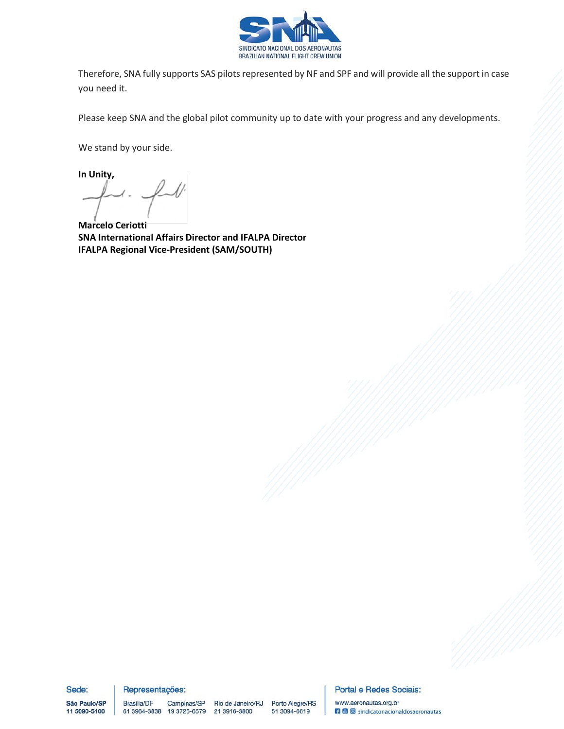Therefore, SNA fully supports SAS pilots represented by NF and SPF and will provide all the support in case you need it.

Please keep SNA and the global pilot community up to date with your progress and any developments.

We stand by your side.

**In Unity,**

**Marcelo Ceriotti**
**SNA International Affairs Director and IFALPA Director**
**IFALPA Regional Vice-President (SAM/SOUTH)**